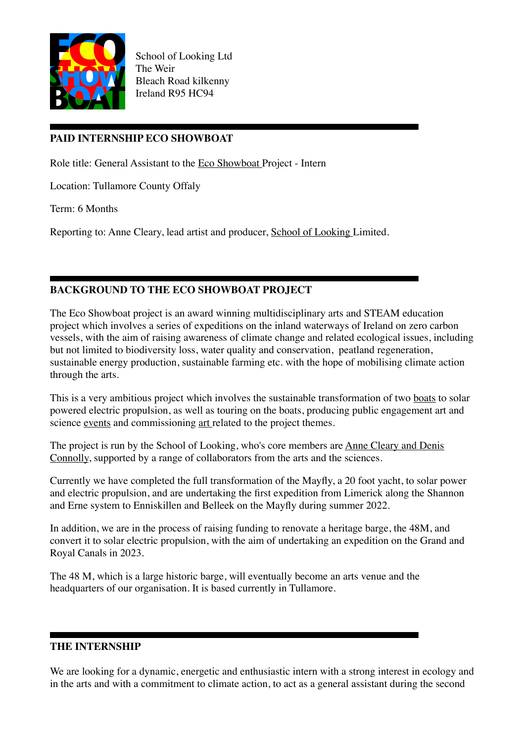School of Looking Ltd
The Weir
Bleach Road kilkenny
Ireland R95 HC94

---

**PAID INTERNSHIP ECO SHOWBOAT**

Role title: General Assistant to the Eco Showboat Project - Intern

Location: Tullamore County Offaly

Term: 6 Months

Reporting to: Anne Cleary, lead artist and producer, School of Looking Limited.

---

**BACKGROUND TO THE ECO SHOWBOAT PROJECT**

The Eco Showboat project is an award winning multidisciplinary arts and STEAM education project which involves a series of expeditions on the inland waterways of Ireland on zero carbon vessels, with the aim of raising awareness of climate change and related ecological issues, including but not limited to biodiversity loss, water quality and conservation, peatland regeneration, sustainable energy production, sustainable farming etc. with the hope of mobilising climate action through the arts.

This is a very ambitious project which involves the sustainable transformation of two boats to solar powered electric propulsion, as well as touring on the boats, producing public engagement art and science events and commissioning art related to the project themes.

The project is run by the School of Looking, who's core members are Anne Cleary and Denis Connolly, supported by a range of collaborators from the arts and the sciences.

Currently we have completed the full transformation of the Mayfly, a 20 foot yacht, to solar power and electric propulsion, and are undertaking the first expedition from Limerick along the Shannon and Erne system to Enniskillen and Belleek on the Mayfly during summer 2022.

In addition, we are in the process of raising funding to renovate a heritage barge, the 48M, and convert it to solar electric propulsion, with the aim of undertaking an expedition on the Grand and Royal Canals in 2023.

The 48 M, which is a large historic barge, will eventually become an arts venue and the headquarters of our organisation. It is based currently in Tullamore.

---

**THE INTERNSHIP**

We are looking for a dynamic, energetic and enthusiastic intern with a strong interest in ecology and in the arts and with a commitment to climate action, to act as a general assistant during the second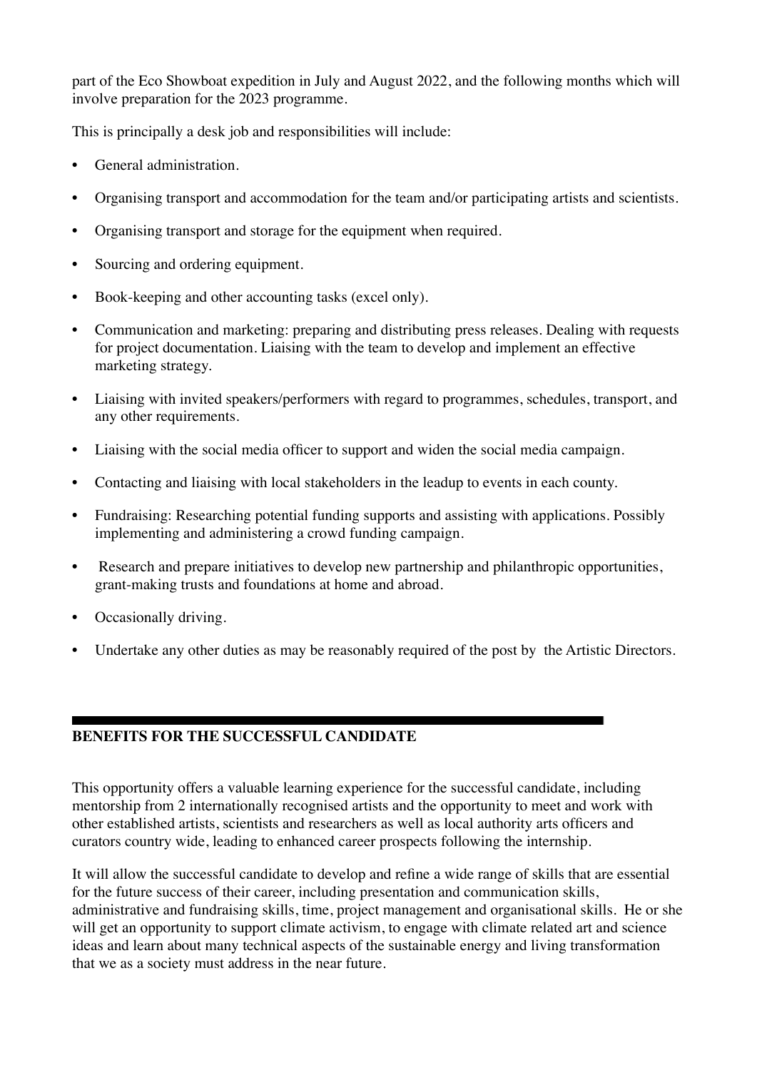part of the Eco Showboat expedition in July and August 2022, and the following months which will involve preparation for the 2023 programme.

This is principally a desk job and responsibilities will include:

- General administration.
- Organising transport and accommodation for the team and/or participating artists and scientists.
- Organising transport and storage for the equipment when required.
- Sourcing and ordering equipment.
- Book-keeping and other accounting tasks (excel only).
- Communication and marketing: preparing and distributing press releases. Dealing with requests for project documentation. Liaising with the team to develop and implement an effective marketing strategy.
- Liaising with invited speakers/performers with regard to programmes, schedules, transport, and any other requirements.
- Liaising with the social media officer to support and widen the social media campaign.
- Contacting and liaising with local stakeholders in the leadup to events in each county.
- Fundraising: Researching potential funding supports and assisting with applications. Possibly implementing and administering a crowd funding campaign.
- Research and prepare initiatives to develop new partnership and philanthropic opportunities, grant-making trusts and foundations at home and abroad.
- Occasionally driving.
- Undertake any other duties as may be reasonably required of the post by the Artistic Directors.

## BENEFITS FOR THE SUCCESSFUL CANDIDATE

This opportunity offers a valuable learning experience for the successful candidate, including mentorship from 2 internationally recognised artists and the opportunity to meet and work with other established artists, scientists and researchers as well as local authority arts officers and curators country wide, leading to enhanced career prospects following the internship.

It will allow the successful candidate to develop and refine a wide range of skills that are essential for the future success of their career, including presentation and communication skills, administrative and fundraising skills, time, project management and organisational skills. He or she will get an opportunity to support climate activism, to engage with climate related art and science ideas and learn about many technical aspects of the sustainable energy and living transformation that we as a society must address in the near future.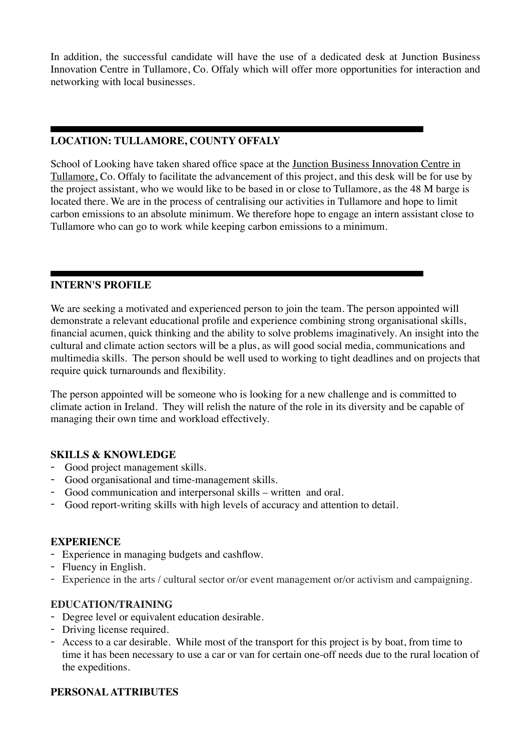In addition, the successful candidate will have the use of a dedicated desk at Junction Business Innovation Centre in Tullamore, Co. Offaly which will offer more opportunities for interaction and networking with local businesses.

---

## LOCATION: TULLAMORE, COUNTY OFFALY

School of Looking have taken shared office space at the Junction Business Innovation Centre in Tullamore, Co. Offaly to facilitate the advancement of this project, and this desk will be for use by the project assistant, who we would like to be based in or close to Tullamore, as the 48 M barge is located there. We are in the process of centralising our activities in Tullamore and hope to limit carbon emissions to an absolute minimum. We therefore hope to engage an intern assistant close to Tullamore who can go to work while keeping carbon emissions to a minimum.

---

## INTERN'S PROFILE

We are seeking a motivated and experienced person to join the team. The person appointed will demonstrate a relevant educational profile and experience combining strong organisational skills, financial acumen, quick thinking and the ability to solve problems imaginatively. An insight into the cultural and climate action sectors will be a plus, as will good social media, communications and multimedia skills. The person should be well used to working to tight deadlines and on projects that require quick turnarounds and flexibility.

The person appointed will be someone who is looking for a new challenge and is committed to climate action in Ireland. They will relish the nature of the role in its diversity and be capable of managing their own time and workload effectively.

### SKILLS & KNOWLEDGE

- Good project management skills.
- Good organisational and time-management skills.
- Good communication and interpersonal skills – written and oral.
- Good report-writing skills with high levels of accuracy and attention to detail.

### EXPERIENCE

- Experience in managing budgets and cashflow.
- Fluency in English.
- Experience in the arts / cultural sector or/or event management or/or activism and campaigning.

### EDUCATION/TRAINING

- Degree level or equivalent education desirable.
- Driving license required.
- Access to a car desirable. While most of the transport for this project is by boat, from time to time it has been necessary to use a car or van for certain one-off needs due to the rural location of the expeditions.

### PERSONAL ATTRIBUTES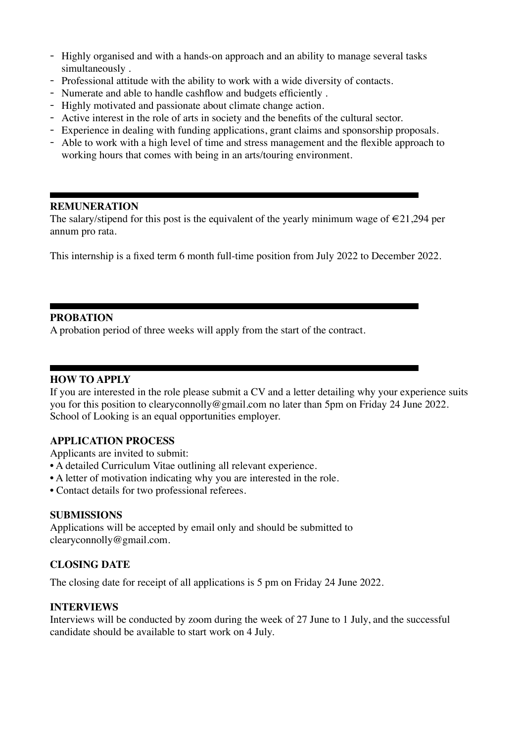- Highly organised and with a hands-on approach and an ability to manage several tasks simultaneously .
- Professional attitude with the ability to work with a wide diversity of contacts.
- Numerate and able to handle cashflow and budgets efficiently .
- Highly motivated and passionate about climate change action.
- Active interest in the role of arts in society and the benefits of the cultural sector.
- Experience in dealing with funding applications, grant claims and sponsorship proposals.
- Able to work with a high level of time and stress management and the flexible approach to working hours that comes with being in an arts/touring environment.

**REMUNERATION**

The salary/stipend for this post is the equivalent of the yearly minimum wage of €21,294 per annum pro rata.

This internship is a fixed term 6 month full-time position from July 2022 to December 2022.

**PROBATION**

A probation period of three weeks will apply from the start of the contract.

**HOW TO APPLY**

If you are interested in the role please submit a CV and a letter detailing why your experience suits you for this position to clearyconnolly@gmail.com no later than 5pm on Friday 24 June 2022. School of Looking is an equal opportunities employer.

**APPLICATION PROCESS**

Applicants are invited to submit:

- A detailed Curriculum Vitae outlining all relevant experience.
- A letter of motivation indicating why you are interested in the role.
- Contact details for two professional referees.

**SUBMISSIONS**

Applications will be accepted by email only and should be submitted to clearyconnolly@gmail.com.

**CLOSING DATE**

The closing date for receipt of all applications is 5 pm on Friday 24 June 2022.

**INTERVIEWS**

Interviews will be conducted by zoom during the week of 27 June to 1 July, and the successful candidate should be available to start work on 4 July.